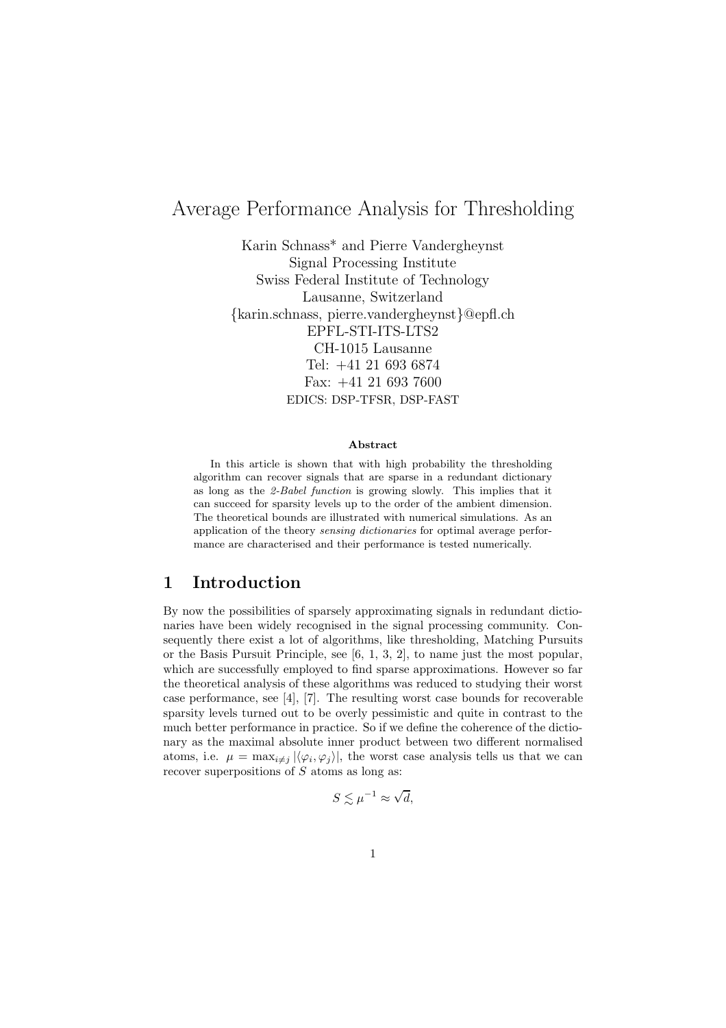# Average Performance Analysis for Thresholding

Karin Schnass* and Pierre Vandergheynst
Signal Processing Institute
Swiss Federal Institute of Technology
Lausanne, Switzerland
{karin.schnass, pierre.vandergheynst}@epfl.ch
EPFL-STI-ITS-LTS2
CH-1015 Lausanne
Tel: +41 21 693 6874
Fax: +41 21 693 7600
EDICS: DSP-TFSR, DSP-FAST

### Abstract

In this article is shown that with high probability the thresholding algorithm can recover signals that are sparse in a redundant dictionary as long as the *2-Babel function* is growing slowly. This implies that it can succeed for sparsity levels up to the order of the ambient dimension. The theoretical bounds are illustrated with numerical simulations. As an application of the theory *sensing dictionaries* for optimal average performance are characterised and their performance is tested numerically.

## 1 Introduction

By now the possibilities of sparsely approximating signals in redundant dictionaries have been widely recognised in the signal processing community. Consequently there exist a lot of algorithms, like thresholding, Matching Pursuits or the Basis Pursuit Principle, see [6, 1, 3, 2], to name just the most popular, which are successfully employed to find sparse approximations. However so far the theoretical analysis of these algorithms was reduced to studying their worst case performance, see [4], [7]. The resulting worst case bounds for recoverable sparsity levels turned out to be overly pessimistic and quite in contrast to the much better performance in practice. So if we define the coherence of the dictionary as the maximal absolute inner product between two different normalised atoms, i.e. $\mu = \max_{i \neq j} |\langle \varphi_i, \varphi_j \rangle|$, the worst case analysis tells us that we can recover superpositions of $S$ atoms as long as:

$$S \lesssim \mu^{-1} \approx \sqrt{d},$$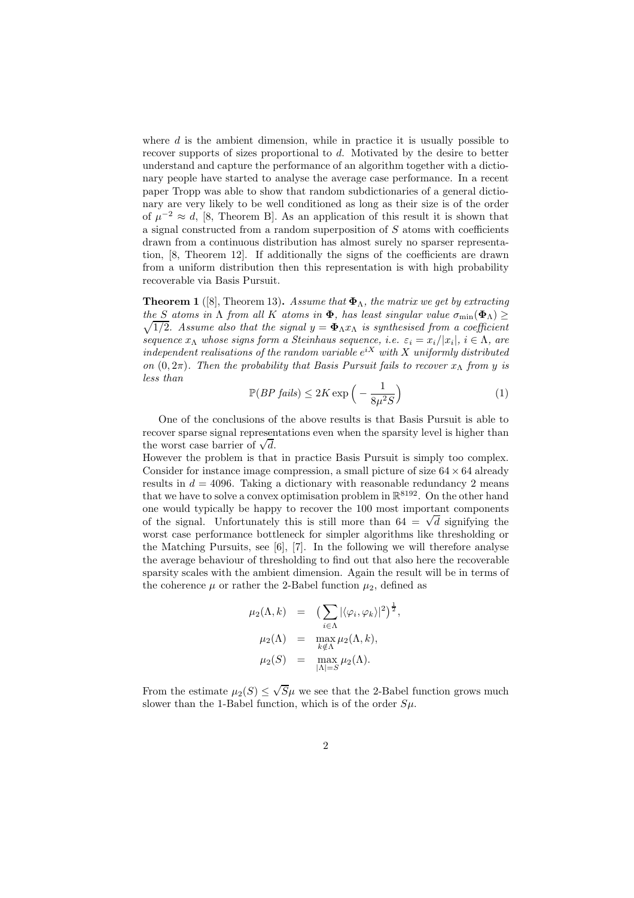where $d$ is the ambient dimension, while in practice it is usually possible to recover supports of sizes proportional to $d$. Motivated by the desire to better understand and capture the performance of an algorithm together with a dictionary people have started to analyse the average case performance. In a recent paper Tropp was able to show that random subdictionaries of a general dictionary are very likely to be well conditioned as long as their size is of the order of $\mu^{-2} \approx d$, [8, Theorem B]. As an application of this result it is shown that a signal constructed from a random superposition of $S$ atoms with coefficients drawn from a continuous distribution has almost surely no sparser representation, [8, Theorem 12]. If additionally the signs of the coefficients are drawn from a uniform distribution then this representation is with high probability recoverable via Basis Pursuit.

**Theorem 1** ([8], Theorem 13)**.** *Assume that $\mathbf{\Phi}_\Lambda$, the matrix we get by extracting the $S$ atoms in $\Lambda$ from all $K$ atoms in $\mathbf{\Phi}$, has least singular value $\sigma_{\min}(\mathbf{\Phi}_\Lambda) \geq \sqrt{1/2}$. Assume also that the signal $y = \mathbf{\Phi}_\Lambda x_\Lambda$ is synthesised from a coefficient sequence $x_\Lambda$ whose signs form a Steinhaus sequence, i.e. $\varepsilon_i = x_i/|x_i|$, $i \in \Lambda$, are independent realisations of the random variable $e^{iX}$ with $X$ uniformly distributed on $(0, 2\pi)$. Then the probability that Basis Pursuit fails to recover $x_\Lambda$ from $y$ is less than*

$$\mathbb{P}(BP\ fails) \leq 2K \exp\Big(-\frac{1}{8\mu^2 S}\Big) \tag{1}$$

One of the conclusions of the above results is that Basis Pursuit is able to recover sparse signal representations even when the sparsity level is higher than the worst case barrier of $\sqrt{d}$.
However the problem is that in practice Basis Pursuit is simply too complex. Consider for instance image compression, a small picture of size $64 \times 64$ already results in $d = 4096$. Taking a dictionary with reasonable redundancy 2 means that we have to solve a convex optimisation problem in $\mathbb{R}^{8192}$. On the other hand one would typically be happy to recover the 100 most important components of the signal. Unfortunately this is still more than $64 = \sqrt{d}$ signifying the worst case performance bottleneck for simpler algorithms like thresholding or the Matching Pursuits, see [6], [7]. In the following we will therefore analyse the average behaviour of thresholding to find out that also here the recoverable sparsity scales with the ambient dimension. Again the result will be in terms of the coherence $\mu$ or rather the 2-Babel function $\mu_2$, defined as

$$\begin{aligned}
\mu_2(\Lambda, k) &= \Big(\sum_{i \in \Lambda} |\langle \varphi_i, \varphi_k \rangle|^2\Big)^{\frac{1}{2}}, \\
\mu_2(\Lambda) &= \max_{k \notin \Lambda} \mu_2(\Lambda, k), \\
\mu_2(S) &= \max_{|\Lambda| = S} \mu_2(\Lambda).
\end{aligned}$$

From the estimate $\mu_2(S) \leq \sqrt{S}\mu$ we see that the 2-Babel function grows much slower than the 1-Babel function, which is of the order $S\mu$.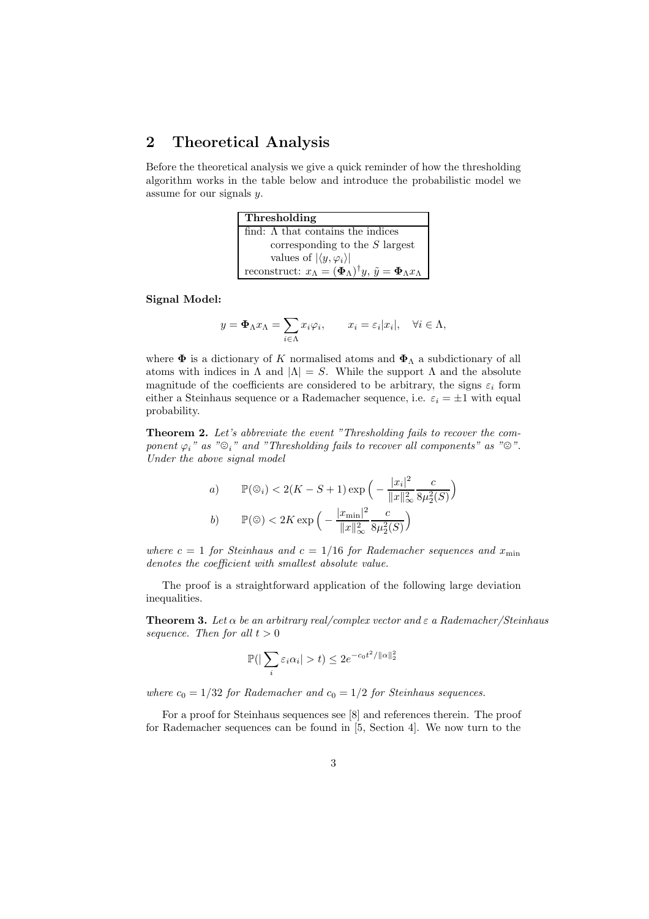## 2 Theoretical Analysis

Before the theoretical analysis we give a quick reminder of how the thresholding algorithm works in the table below and introduce the probabilistic model we assume for our signals $y$.

| **Thresholding** |
|---|
| find: $\Lambda$ that contains the indices corresponding to the $S$ largest values of $\lvert\langle y, \varphi_i\rangle\rvert$ |
| reconstruct: $x_\Lambda = (\mathbf{\Phi}_\Lambda)^\dagger y$, $\tilde{y} = \mathbf{\Phi}_\Lambda x_\Lambda$ |

**Signal Model:**

$$y = \mathbf{\Phi}_\Lambda x_\Lambda = \sum_{i\in\Lambda} x_i \varphi_i, \qquad x_i = \varepsilon_i |x_i|, \quad \forall i \in \Lambda,$$

where $\mathbf{\Phi}$ is a dictionary of $K$ normalised atoms and $\mathbf{\Phi}_\Lambda$ a subdictionary of all atoms with indices in $\Lambda$ and $|\Lambda| = S$. While the support $\Lambda$ and the absolute magnitude of the coefficients are considered to be arbitrary, the signs $\varepsilon_i$ form either a Steinhaus sequence or a Rademacher sequence, i.e. $\varepsilon_i = \pm 1$ with equal probability.

**Theorem 2.** *Let's abbreviate the event "Thresholding fails to recover the component $\varphi_i$" as "☹$_i$" and "Thresholding fails to recover all components" as "☹". Under the above signal model*

$$a) \qquad \mathbb{P}(☹_i) < 2(K - S + 1)\exp\Big(-\frac{|x_i|^2}{\|x\|_\infty^2}\frac{c}{8\mu_2^2(S)}\Big)$$

$$b) \qquad \mathbb{P}(☹) < 2K\exp\Big(-\frac{|x_{\min}|^2}{\|x\|_\infty^2}\frac{c}{8\mu_2^2(S)}\Big)$$

*where $c = 1$ for Steinhaus and $c = 1/16$ for Rademacher sequences and $x_{\min}$ denotes the coefficient with smallest absolute value.*

The proof is a straightforward application of the following large deviation inequalities.

**Theorem 3.** *Let $\alpha$ be an arbitrary real/complex vector and $\varepsilon$ a Rademacher/Steinhaus sequence. Then for all $t > 0$*

$$\mathbb{P}(|\sum_i \varepsilon_i \alpha_i| > t) \le 2e^{-c_0 t^2/\|\alpha\|_2^2}$$

*where $c_0 = 1/32$ for Rademacher and $c_0 = 1/2$ for Steinhaus sequences.*

For a proof for Steinhaus sequences see [8] and references therein. The proof for Rademacher sequences can be found in [5, Section 4]. We now turn to the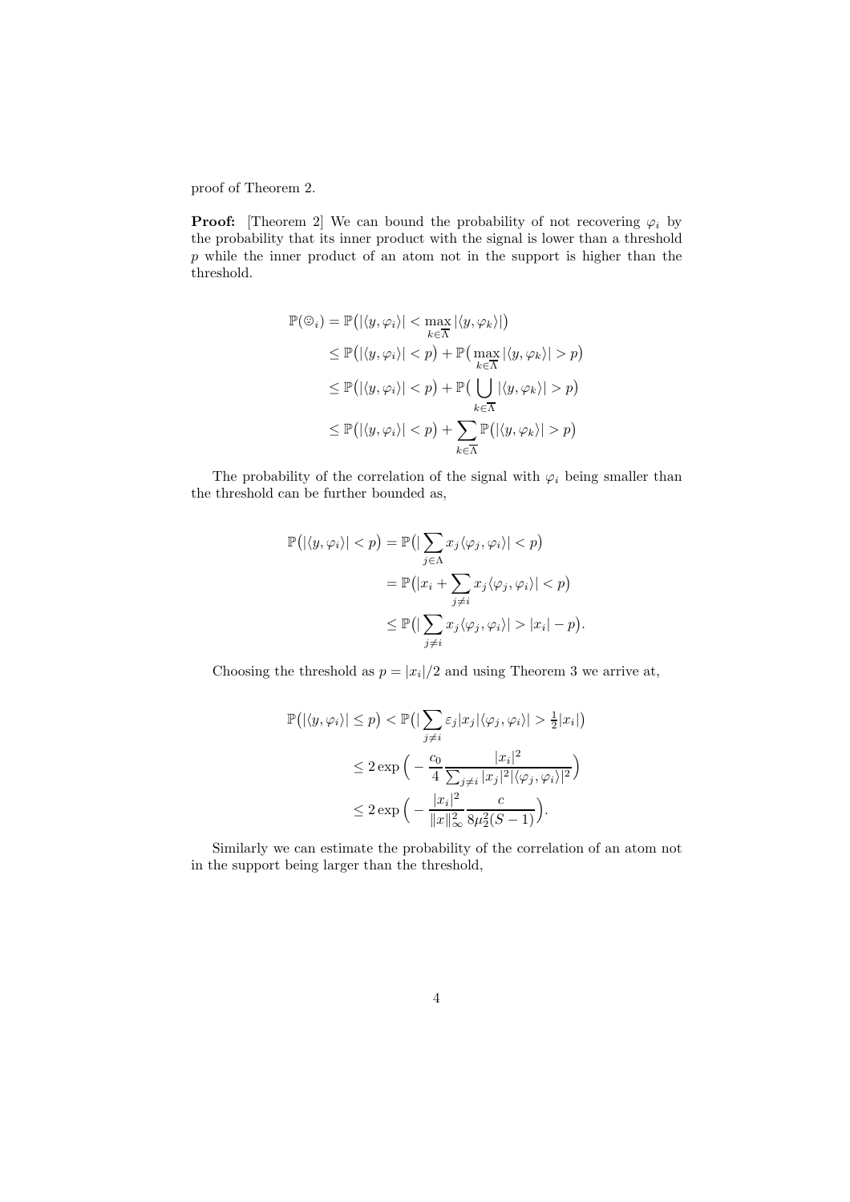proof of Theorem 2.

**Proof:** [Theorem 2] We can bound the probability of not recovering $\varphi_i$ by the probability that its inner product with the signal is lower than a threshold $p$ while the inner product of an atom not in the support is higher than the threshold.

$$
\begin{aligned}
\mathbb{P}(\frownie_i) &= \mathbb{P}\big(|\langle y, \varphi_i\rangle| < \max_{k\in\overline{\Lambda}} |\langle y, \varphi_k\rangle|\big) \\
&\leq \mathbb{P}\big(|\langle y, \varphi_i\rangle| < p\big) + \mathbb{P}\big(\max_{k\in\overline{\Lambda}} |\langle y, \varphi_k\rangle| > p\big) \\
&\leq \mathbb{P}\big(|\langle y, \varphi_i\rangle| < p\big) + \mathbb{P}\big(\bigcup_{k\in\overline{\Lambda}} |\langle y, \varphi_k\rangle| > p\big) \\
&\leq \mathbb{P}\big(|\langle y, \varphi_i\rangle| < p\big) + \sum_{k\in\overline{\Lambda}} \mathbb{P}\big(|\langle y, \varphi_k\rangle| > p\big)
\end{aligned}
$$

The probability of the correlation of the signal with $\varphi_i$ being smaller than the threshold can be further bounded as,

$$
\begin{aligned}
\mathbb{P}\big(|\langle y, \varphi_i\rangle| < p\big) &= \mathbb{P}\big(|\sum_{j\in\Lambda} x_j \langle \varphi_j, \varphi_i\rangle| < p\big) \\
&= \mathbb{P}\big(|x_i + \sum_{j\neq i} x_j \langle \varphi_j, \varphi_i\rangle| < p\big) \\
&\leq \mathbb{P}\big(|\sum_{j\neq i} x_j \langle \varphi_j, \varphi_i\rangle| > |x_i| - p\big).
\end{aligned}
$$

Choosing the threshold as $p = |x_i|/2$ and using Theorem 3 we arrive at,

$$
\begin{aligned}
\mathbb{P}\big(|\langle y, \varphi_i\rangle| \leq p\big) &< \mathbb{P}\big(|\sum_{j\neq i} \varepsilon_j |x_j| \langle \varphi_j, \varphi_i\rangle| > \tfrac{1}{2}|x_i|\big) \\
&\leq 2\exp\Big(-\frac{c_0}{4}\frac{|x_i|^2}{\sum_{j\neq i}|x_j|^2 |\langle \varphi_j, \varphi_i\rangle|^2}\Big) \\
&\leq 2\exp\Big(-\frac{|x_i|^2}{\|x\|_\infty^2}\frac{c}{8\mu_2^2(S-1)}\Big).
\end{aligned}
$$

Similarly we can estimate the probability of the correlation of an atom not in the support being larger than the threshold,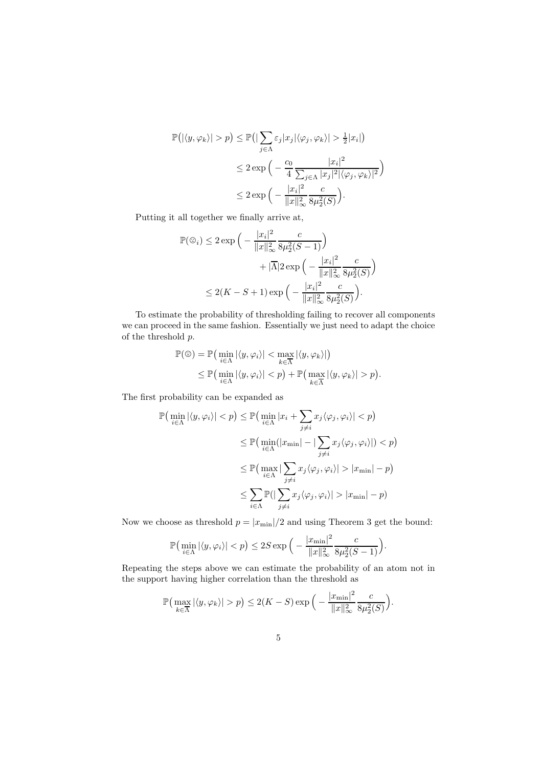$$
\begin{aligned}
\mathbb{P}\big(|\langle y, \varphi_k\rangle| > p\big) &\leq \mathbb{P}\big(|\sum_{j\in\Lambda} \varepsilon_j |x_j| \langle \varphi_j, \varphi_k\rangle| > \tfrac{1}{2}|x_i|\big) \\
&\leq 2\exp\Big(-\frac{c_0}{4}\frac{|x_i|^2}{\sum_{j\in\Lambda}|x_j|^2|\langle\varphi_j,\varphi_k\rangle|^2}\Big) \\
&\leq 2\exp\Big(-\frac{|x_i|^2}{\|x\|_\infty^2}\frac{c}{8\mu_2^2(S)}\Big).
\end{aligned}
$$

Putting it all together we finally arrive at,

$$
\begin{aligned}
\mathbb{P}(☹_i) &\leq 2\exp\Big(-\frac{|x_i|^2}{\|x\|_\infty^2}\frac{c}{8\mu_2^2(S-1)}\Big) \\
&\qquad + |\overline{\Lambda}| 2\exp\Big(-\frac{|x_i|^2}{\|x\|_\infty^2}\frac{c}{8\mu_2^2(S)}\Big) \\
&\leq 2(K-S+1)\exp\Big(-\frac{|x_i|^2}{\|x\|_\infty^2}\frac{c}{8\mu_2^2(S)}\Big).
\end{aligned}
$$

To estimate the probability of thresholding failing to recover all components we can proceed in the same fashion. Essentially we just need to adapt the choice of the threshold $p$.

$$
\begin{aligned}
\mathbb{P}(☹) &= \mathbb{P}\big(\min_{i\in\Lambda}|\langle y,\varphi_i\rangle| < \max_{k\in\overline{\Lambda}}|\langle y,\varphi_k\rangle|\big) \\
&\leq \mathbb{P}\big(\min_{i\in\Lambda}|\langle y,\varphi_i\rangle| < p\big) + \mathbb{P}\big(\max_{k\in\overline{\Lambda}}|\langle y,\varphi_k\rangle| > p\big).
\end{aligned}
$$

The first probability can be expanded as

$$
\begin{aligned}
\mathbb{P}\big(\min_{i\in\Lambda}|\langle y,\varphi_i\rangle| < p\big) &\leq \mathbb{P}\big(\min_{i\in\Lambda}|x_i + \sum_{j\neq i} x_j\langle\varphi_j,\varphi_i\rangle| < p\big) \\
&\leq \mathbb{P}\big(\min_{i\in\Lambda}(|x_{\min}| - |\sum_{j\neq i} x_j\langle\varphi_j,\varphi_i\rangle|) < p\big) \\
&\leq \mathbb{P}\big(\max_{i\in\Lambda}|\sum_{j\neq i} x_j\langle\varphi_j,\varphi_i\rangle| > |x_{\min}| - p\big) \\
&\leq \sum_{i\in\Lambda}\mathbb{P}(|\sum_{j\neq i} x_j\langle\varphi_j,\varphi_i\rangle| > |x_{\min}| - p)
\end{aligned}
$$

Now we choose as threshold $p = |x_{\min}|/2$ and using Theorem 3 get the bound:

$$
\mathbb{P}\big(\min_{i\in\Lambda}|\langle y,\varphi_i\rangle| < p\big) \leq 2S\exp\Big(-\frac{|x_{\min}|^2}{\|x\|_\infty^2}\frac{c}{8\mu_2^2(S-1)}\Big).
$$

Repeating the steps above we can estimate the probability of an atom not in the support having higher correlation than the threshold as

$$
\mathbb{P}\big(\max_{k\in\overline{\Lambda}}|\langle y,\varphi_k\rangle| > p\big) \leq 2(K-S)\exp\Big(-\frac{|x_{\min}|^2}{\|x\|_\infty^2}\frac{c}{8\mu_2^2(S)}\Big).
$$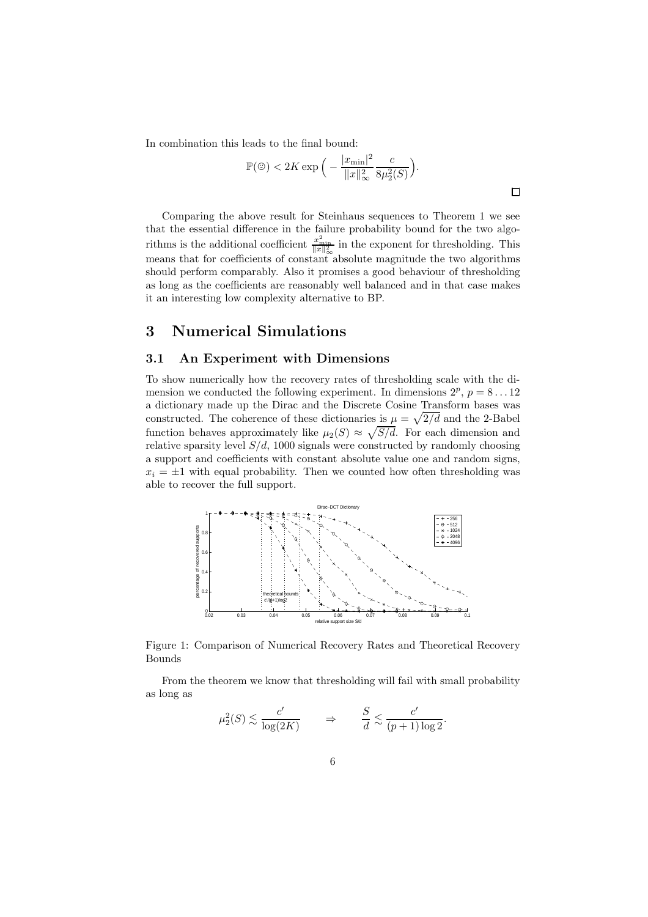In combination this leads to the final bound:

$$\mathbb{P}(☹) < 2K \exp\Big(-\frac{|x_{\min}|^2}{\|x\|_\infty^2}\frac{c}{8\mu_2^2(S)}\Big).$$

□

Comparing the above result for Steinhaus sequences to Theorem 1 we see that the essential difference in the failure probability bound for the two algorithms is the additional coefficient $\frac{x_{\min}^2}{\|x\|_\infty^2}$ in the exponent for thresholding. This means that for coefficients of constant absolute magnitude the two algorithms should perform comparably. Also it promises a good behaviour of thresholding as long as the coefficients are reasonably well balanced and in that case makes it an interesting low complexity alternative to BP.

## 3 Numerical Simulations

### 3.1 An Experiment with Dimensions

To show numerically how the recovery rates of thresholding scale with the dimension we conducted the following experiment. In dimensions $2^p$, $p = 8 \ldots 12$ a dictionary made up the Dirac and the Discrete Cosine Transform bases was constructed. The coherence of these dictionaries is $\mu = \sqrt{2/d}$ and the 2-Babel function behaves approximately like $\mu_2(S) \approx \sqrt{S/d}$. For each dimension and relative sparsity level $S/d$, 1000 signals were constructed by randomly choosing a support and coefficients with constant absolute value one and random signs, $x_i = \pm 1$ with equal probability. Then we counted how often thresholding was able to recover the full support.

Figure 1: Comparison of Numerical Recovery Rates and Theoretical Recovery Bounds

From the theorem we know that thresholding will fail with small probability as long as

$$\mu_2^2(S) \lesssim \frac{c'}{\log(2K)} \qquad \Rightarrow \qquad \frac{S}{d} \lesssim \frac{c'}{(p+1)\log 2}.$$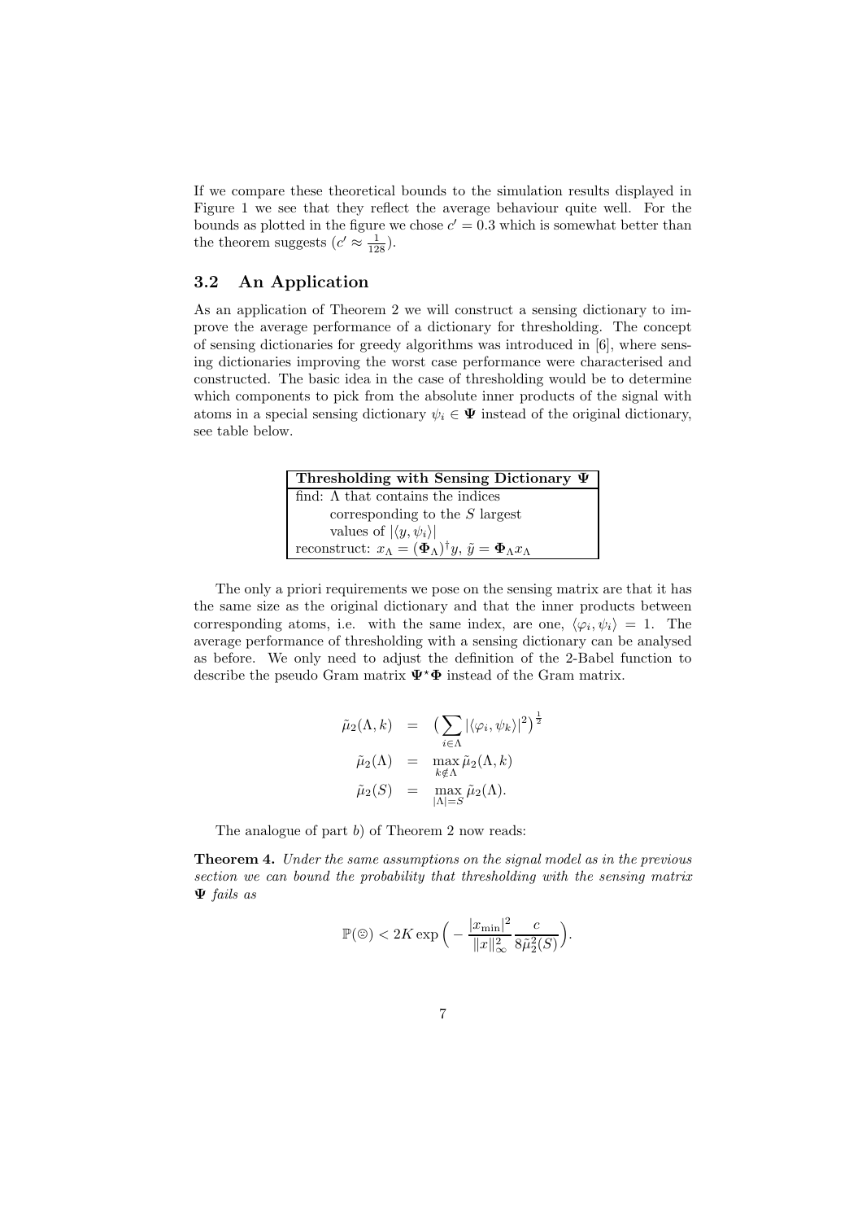If we compare these theoretical bounds to the simulation results displayed in Figure 1 we see that they reflect the average behaviour quite well. For the bounds as plotted in the figure we chose $c' = 0.3$ which is somewhat better than the theorem suggests ($c' \approx \frac{1}{128}$).

## 3.2 An Application

As an application of Theorem 2 we will construct a sensing dictionary to improve the average performance of a dictionary for thresholding. The concept of sensing dictionaries for greedy algorithms was introduced in [6], where sensing dictionaries improving the worst case performance were characterised and constructed. The basic idea in the case of thresholding would be to determine which components to pick from the absolute inner products of the signal with atoms in a special sensing dictionary $\psi_i \in \mathbf{\Psi}$ instead of the original dictionary, see table below.

| **Thresholding with Sensing Dictionary $\mathbf{\Psi}$** |
|---|
| find: $\Lambda$ that contains the indices corresponding to the $S$ largest values of $\lvert\langle y, \psi_i\rangle\rvert$ |
| reconstruct: $x_\Lambda = (\mathbf{\Phi}_\Lambda)^\dagger y$, $\tilde{y} = \mathbf{\Phi}_\Lambda x_\Lambda$ |

The only a priori requirements we pose on the sensing matrix are that it has the same size as the original dictionary and that the inner products between corresponding atoms, i.e. with the same index, are one, $\langle \varphi_i, \psi_i \rangle = 1$. The average performance of thresholding with a sensing dictionary can be analysed as before. We only need to adjust the definition of the 2-Babel function to describe the pseudo Gram matrix $\mathbf{\Psi}^\star \mathbf{\Phi}$ instead of the Gram matrix.

$$
\begin{aligned}
\tilde{\mu}_2(\Lambda, k) &= \Big( \sum_{i \in \Lambda} |\langle \varphi_i, \psi_k \rangle|^2 \Big)^{\frac{1}{2}} \\
\tilde{\mu}_2(\Lambda) &= \max_{k \notin \Lambda} \tilde{\mu}_2(\Lambda, k) \\
\tilde{\mu}_2(S) &= \max_{|\Lambda| = S} \tilde{\mu}_2(\Lambda).
\end{aligned}
$$

The analogue of part *b)* of Theorem 2 now reads:

**Theorem 4.** *Under the same assumptions on the signal model as in the previous section we can bound the probability that thresholding with the sensing matrix* $\mathbf{\Psi}$ *fails as*

$$
\mathbb{P}(\text{☹}) < 2K \exp\Big( - \frac{|x_{\min}|^2}{\|x\|_\infty^2} \frac{c}{8 \tilde{\mu}_2^2(S)} \Big).
$$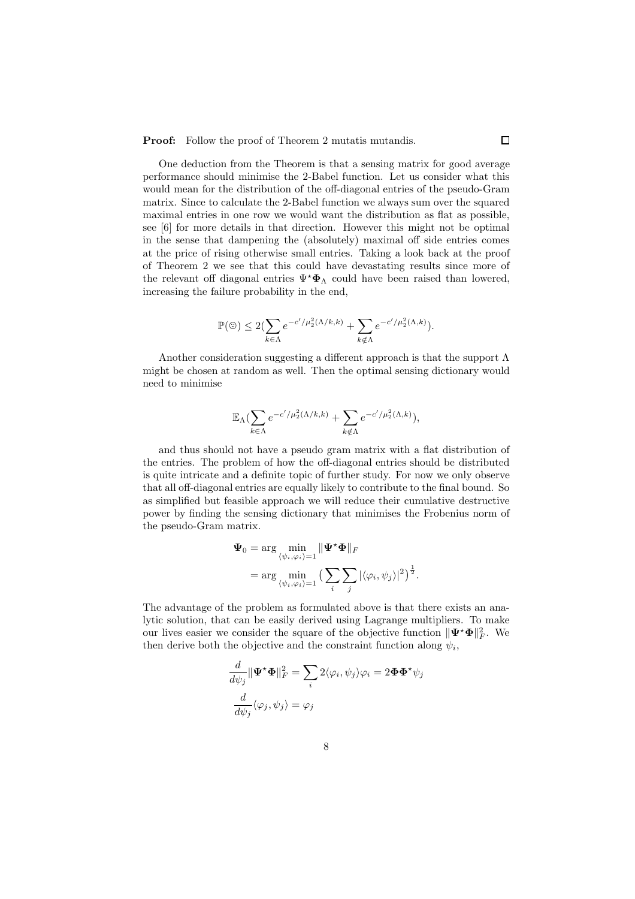**Proof:** Follow the proof of Theorem 2 mutatis mutandis. $\square$

One deduction from the Theorem is that a sensing matrix for good average performance should minimise the 2-Babel function. Let us consider what this would mean for the distribution of the off-diagonal entries of the pseudo-Gram matrix. Since to calculate the 2-Babel function we always sum over the squared maximal entries in one row we would want the distribution as flat as possible, see [6] for more details in that direction. However this might not be optimal in the sense that dampening the (absolutely) maximal off side entries comes at the price of rising otherwise small entries. Taking a look back at the proof of Theorem 2 we see that this could have devastating results since more of the relevant off diagonal entries $\Psi^\star \Phi_\Lambda$ could have been raised than lowered, increasing the failure probability in the end,

$$\mathbb{P}(☹) \leq 2(\sum_{k\in\Lambda} e^{-c'/\mu_2^2(\Lambda/k,k)} + \sum_{k\notin\Lambda} e^{-c'/\mu_2^2(\Lambda,k)}).$$

Another consideration suggesting a different approach is that the support $\Lambda$ might be chosen at random as well. Then the optimal sensing dictionary would need to minimise

$$\mathbb{E}_\Lambda(\sum_{k\in\Lambda} e^{-c'/\mu_2^2(\Lambda/k,k)} + \sum_{k\notin\Lambda} e^{-c'/\mu_2^2(\Lambda,k)}),$$

and thus should not have a pseudo gram matrix with a flat distribution of the entries. The problem of how the off-diagonal entries should be distributed is quite intricate and a definite topic of further study. For now we only observe that all off-diagonal entries are equally likely to contribute to the final bound. So as simplified but feasible approach we will reduce their cumulative destructive power by finding the sensing dictionary that minimises the Frobenius norm of the pseudo-Gram matrix.

$$\begin{aligned}
\Psi_0 &= \arg \min_{\langle \psi_i, \varphi_i\rangle = 1} \|\Psi^\star \Phi\|_F \\
&= \arg \min_{\langle \psi_i, \varphi_i\rangle = 1} \big(\sum_i \sum_j |\langle \varphi_i, \psi_j\rangle|^2\big)^{\frac{1}{2}}.
\end{aligned}$$

The advantage of the problem as formulated above is that there exists an analytic solution, that can be easily derived using Lagrange multipliers. To make our lives easier we consider the square of the objective function $\|\Psi^\star \Phi\|_F^2$. We then derive both the objective and the constraint function along $\psi_i$,

$$\begin{aligned}
\frac{d}{d\psi_j}\|\Psi^\star \Phi\|_F^2 &= \sum_i 2\langle \varphi_i, \psi_j\rangle \varphi_i = 2\Phi\Phi^\star \psi_j \\
\frac{d}{d\psi_j}\langle \varphi_j, \psi_j\rangle &= \varphi_j
\end{aligned}$$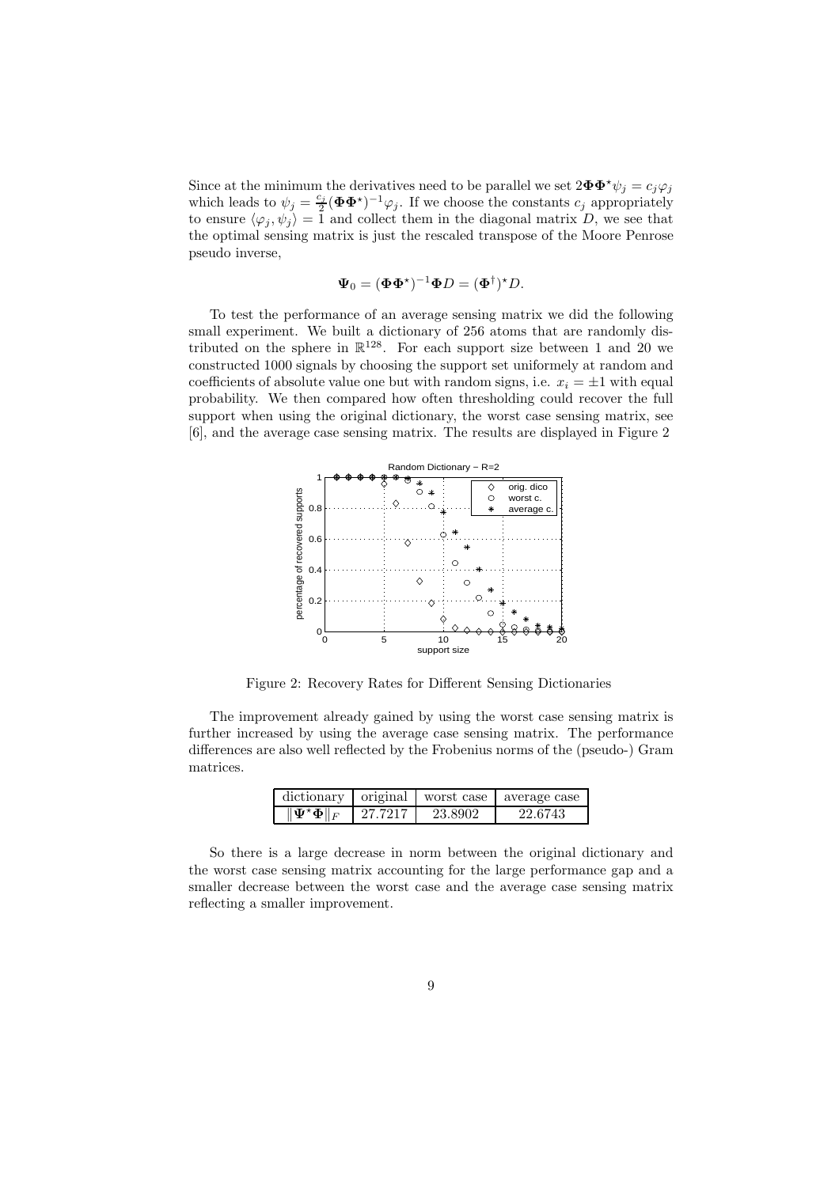Since at the minimum the derivatives need to be parallel we set $2\mathbf{\Phi}\mathbf{\Phi}^\star\psi_j = c_j\varphi_j$ which leads to $\psi_j = \frac{c_j}{2}(\mathbf{\Phi}\mathbf{\Phi}^\star)^{-1}\varphi_j$. If we choose the constants $c_j$ appropriately to ensure $\langle\varphi_j, \psi_j\rangle = 1$ and collect them in the diagonal matrix $D$, we see that the optimal sensing matrix is just the rescaled transpose of the Moore Penrose pseudo inverse,

$$\mathbf{\Psi}_0 = (\mathbf{\Phi}\mathbf{\Phi}^\star)^{-1}\mathbf{\Phi}D = (\mathbf{\Phi}^\dagger)^\star D.$$

To test the performance of an average sensing matrix we did the following small experiment. We built a dictionary of 256 atoms that are randomly distributed on the sphere in $\mathbb{R}^{128}$. For each support size between 1 and 20 we constructed 1000 signals by choosing the support set uniformely at random and coefficients of absolute value one but with random signs, i.e. $x_i = \pm 1$ with equal probability. We then compared how often thresholding could recover the full support when using the original dictionary, the worst case sensing matrix, see [6], and the average case sensing matrix. The results are displayed in Figure 2

Figure 2: Recovery Rates for Different Sensing Dictionaries

The improvement already gained by using the worst case sensing matrix is further increased by using the average case sensing matrix. The performance differences are also well reflected by the Frobenius norms of the (pseudo-) Gram matrices.

| dictionary | original | worst case | average case |
|---|---|---|---|
| $\lVert\mathbf{\Psi}^\star\mathbf{\Phi}\rVert_F$ | 27.7217 | 23.8902 | 22.6743 |

So there is a large decrease in norm between the original dictionary and the worst case sensing matrix accounting for the large performance gap and a smaller decrease between the worst case and the average case sensing matrix reflecting a smaller improvement.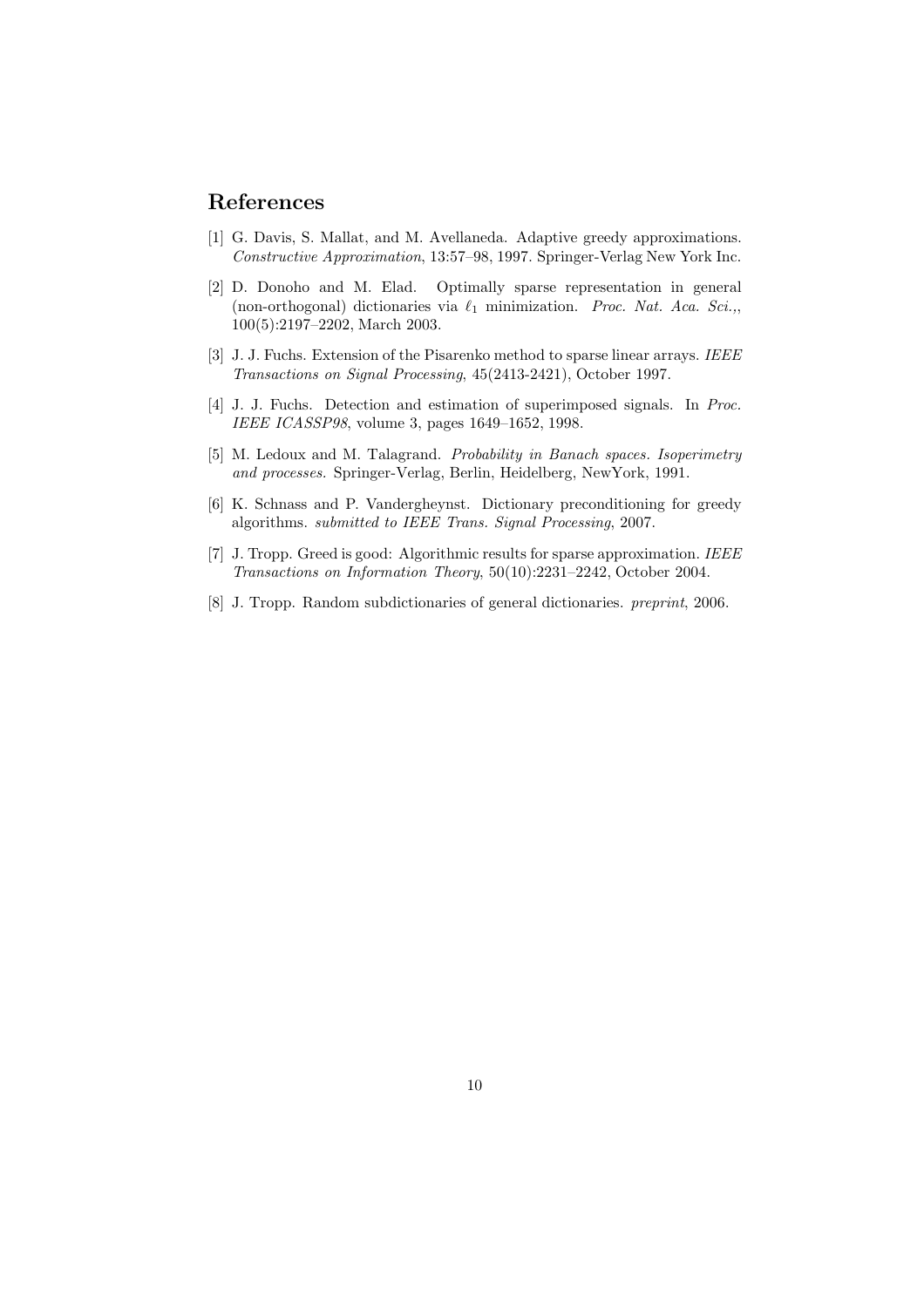## References

[1] G. Davis, S. Mallat, and M. Avellaneda. Adaptive greedy approximations. *Constructive Approximation*, 13:57–98, 1997. Springer-Verlag New York Inc.

[2] D. Donoho and M. Elad. Optimally sparse representation in general (non-orthogonal) dictionaries via $\ell_1$ minimization. *Proc. Nat. Aca. Sci.,*, 100(5):2197–2202, March 2003.

[3] J. J. Fuchs. Extension of the Pisarenko method to sparse linear arrays. *IEEE Transactions on Signal Processing*, 45(2413-2421), October 1997.

[4] J. J. Fuchs. Detection and estimation of superimposed signals. In *Proc. IEEE ICASSP98*, volume 3, pages 1649–1652, 1998.

[5] M. Ledoux and M. Talagrand. *Probability in Banach spaces. Isoperimetry and processes.* Springer-Verlag, Berlin, Heidelberg, NewYork, 1991.

[6] K. Schnass and P. Vandergheynst. Dictionary preconditioning for greedy algorithms. *submitted to IEEE Trans. Signal Processing*, 2007.

[7] J. Tropp. Greed is good: Algorithmic results for sparse approximation. *IEEE Transactions on Information Theory*, 50(10):2231–2242, October 2004.

[8] J. Tropp. Random subdictionaries of general dictionaries. *preprint*, 2006.